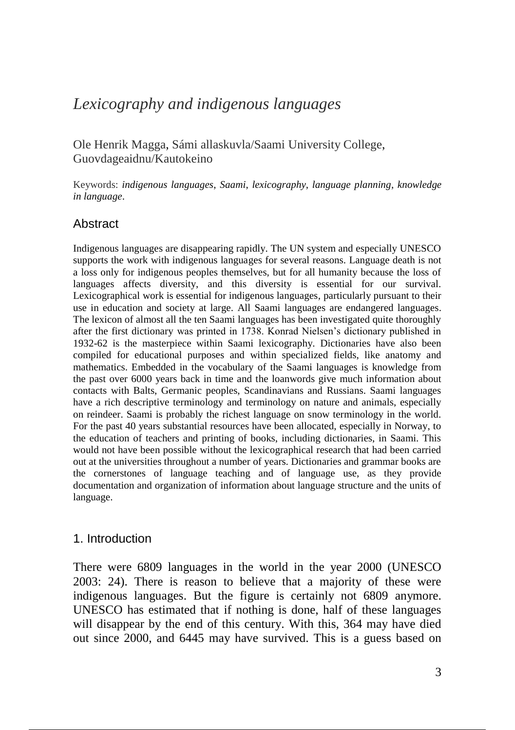# *Lexicography and indigenous languages*

Ole Henrik Magga, Sámi allaskuvla/Saami University College, Guovdageaidnu/Kautokeino

Keywords: *indigenous languages*, *Saami*, *lexicography*, *language planning*, *knowledge in language*.

## Abstract

Indigenous languages are disappearing rapidly. The UN system and especially UNESCO supports the work with indigenous languages for several reasons. Language death is not a loss only for indigenous peoples themselves, but for all humanity because the loss of languages affects diversity, and this diversity is essential for our survival. Lexicographical work is essential for indigenous languages, particularly pursuant to their use in education and society at large. All Saami languages are endangered languages. The lexicon of almost all the ten Saami languages has been investigated quite thoroughly after the first dictionary was printed in 1738. Konrad Nielsen's dictionary published in 1932-62 is the masterpiece within Saami lexicography. Dictionaries have also been compiled for educational purposes and within specialized fields, like anatomy and mathematics. Embedded in the vocabulary of the Saami languages is knowledge from the past over 6000 years back in time and the loanwords give much information about contacts with Balts, Germanic peoples, Scandinavians and Russians. Saami languages have a rich descriptive terminology and terminology on nature and animals, especially on reindeer. Saami is probably the richest language on snow terminology in the world. For the past 40 years substantial resources have been allocated, especially in Norway, to the education of teachers and printing of books, including dictionaries, in Saami. This would not have been possible without the lexicographical research that had been carried out at the universities throughout a number of years. Dictionaries and grammar books are the cornerstones of language teaching and of language use, as they provide documentation and organization of information about language structure and the units of language.

## 1. Introduction

There were 6809 languages in the world in the year 2000 (UNESCO 2003: 24). There is reason to believe that a majority of these were indigenous languages. But the figure is certainly not 6809 anymore. UNESCO has estimated that if nothing is done, half of these languages will disappear by the end of this century. With this, 364 may have died out since 2000, and 6445 may have survived. This is a guess based on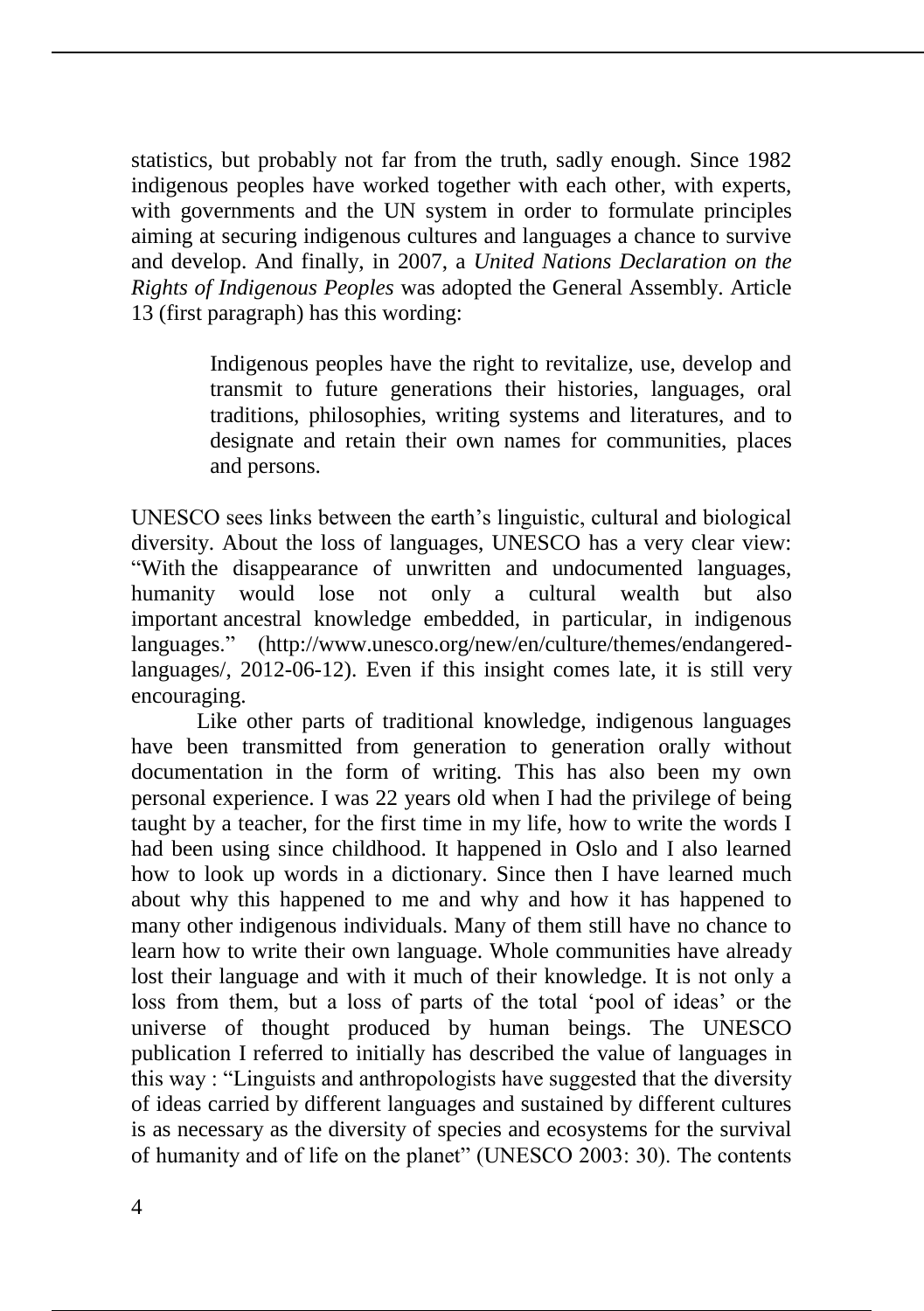statistics, but probably not far from the truth, sadly enough. Since 1982 indigenous peoples have worked together with each other, with experts, with governments and the UN system in order to formulate principles aiming at securing indigenous cultures and languages a chance to survive and develop. And finally, in 2007, a *United Nations Declaration on the Rights of Indigenous Peoples* was adopted the General Assembly. Article 13 (first paragraph) has this wording:

> Indigenous peoples have the right to revitalize, use, develop and transmit to future generations their histories, languages, oral traditions, philosophies, writing systems and literatures, and to designate and retain their own names for communities, places and persons.

UNESCO sees links between the earth's linguistic, cultural and biological diversity. About the loss of languages, UNESCO has a very clear view: "With the disappearance of unwritten and undocumented languages, humanity would lose not only a cultural wealth but also important ancestral knowledge embedded, in particular, in indigenous languages." (http://www.unesco.org/new/en/culture/themes/endangered-languages/, 2012-06-12). Even if this insight comes late, it is still very encouraging.

Like other parts of traditional knowledge, indigenous languages have been transmitted from generation to generation orally without documentation in the form of writing. This has also been my own personal experience. I was 22 years old when I had the privilege of being taught by a teacher, for the first time in my life, how to write the words I had been using since childhood. It happened in Oslo and I also learned how to look up words in a dictionary. Since then I have learned much about why this happened to me and why and how it has happened to many other indigenous individuals. Many of them still have no chance to learn how to write their own language. Whole communities have already lost their language and with it much of their knowledge. It is not only a loss from them, but a loss of parts of the total 'pool of ideas' or the universe of thought produced by human beings. The UNESCO publication I referred to initially has described the value of languages in this way : "Linguists and anthropologists have suggested that the diversity of ideas carried by different languages and sustained by different cultures is as necessary as the diversity of species and ecosystems for the survival of humanity and of life on the planet" (UNESCO 2003: 30). The contents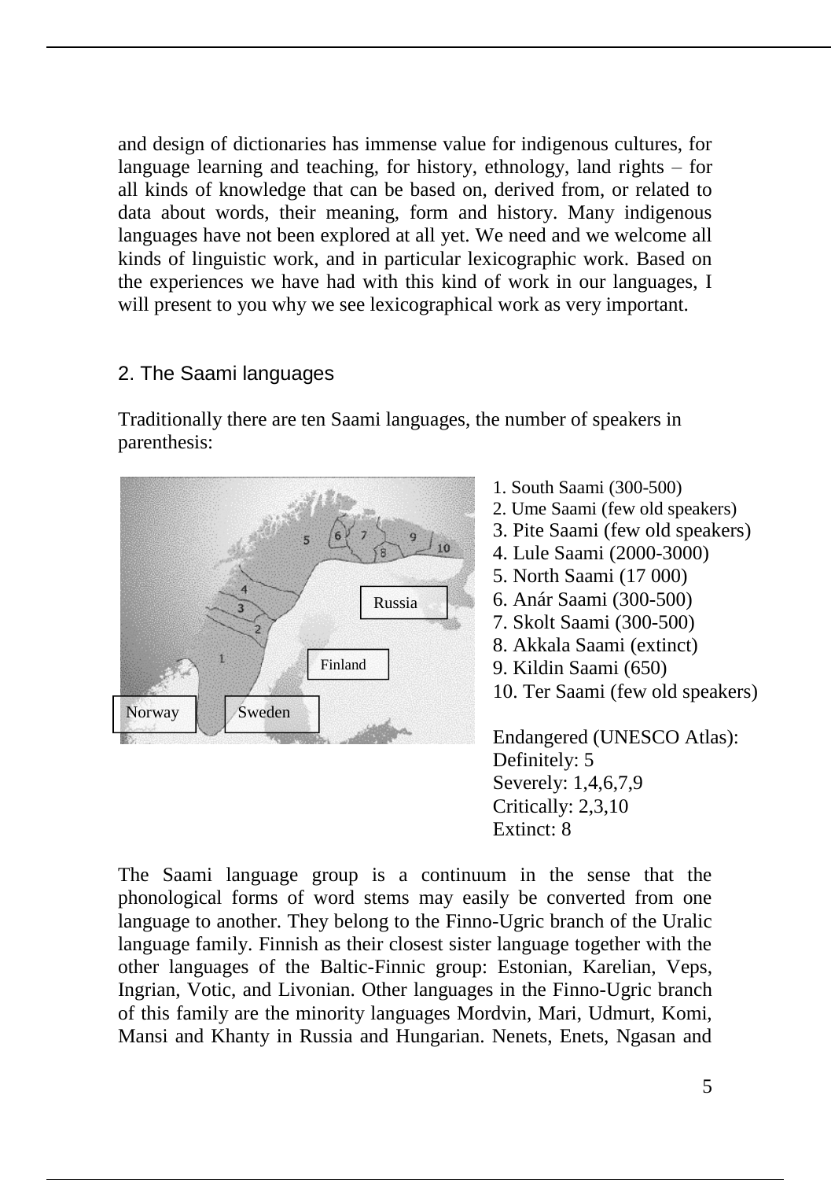and design of dictionaries has immense value for indigenous cultures, for language learning and teaching, for history, ethnology, land rights – for all kinds of knowledge that can be based on, derived from, or related to data about words, their meaning, form and history. Many indigenous languages have not been explored at all yet. We need and we welcome all kinds of linguistic work, and in particular lexicographic work. Based on the experiences we have had with this kind of work in our languages, I will present to you why we see lexicographical work as very important.

## 2. The Saami languages

Traditionally there are ten Saami languages, the number of speakers in parenthesis:

1. South Saami (300-500)
2. Ume Saami (few old speakers)
3. Pite Saami (few old speakers)
4. Lule Saami (2000-3000)
5. North Saami (17 000)
6. Anár Saami (300-500)
7. Skolt Saami (300-500)
8. Akkala Saami (extinct)
9. Kildin Saami (650)
10. Ter Saami (few old speakers)

Endangered (UNESCO Atlas):
Definitely: 5
Severely: 1,4,6,7,9
Critically: 2,3,10
Extinct: 8

The Saami language group is a continuum in the sense that the phonological forms of word stems may easily be converted from one language to another. They belong to the Finno-Ugric branch of the Uralic language family. Finnish as their closest sister language together with the other languages of the Baltic-Finnic group: Estonian, Karelian, Veps, Ingrian, Votic, and Livonian. Other languages in the Finno-Ugric branch of this family are the minority languages Mordvin, Mari, Udmurt, Komi, Mansi and Khanty in Russia and Hungarian. Nenets, Enets, Ngasan and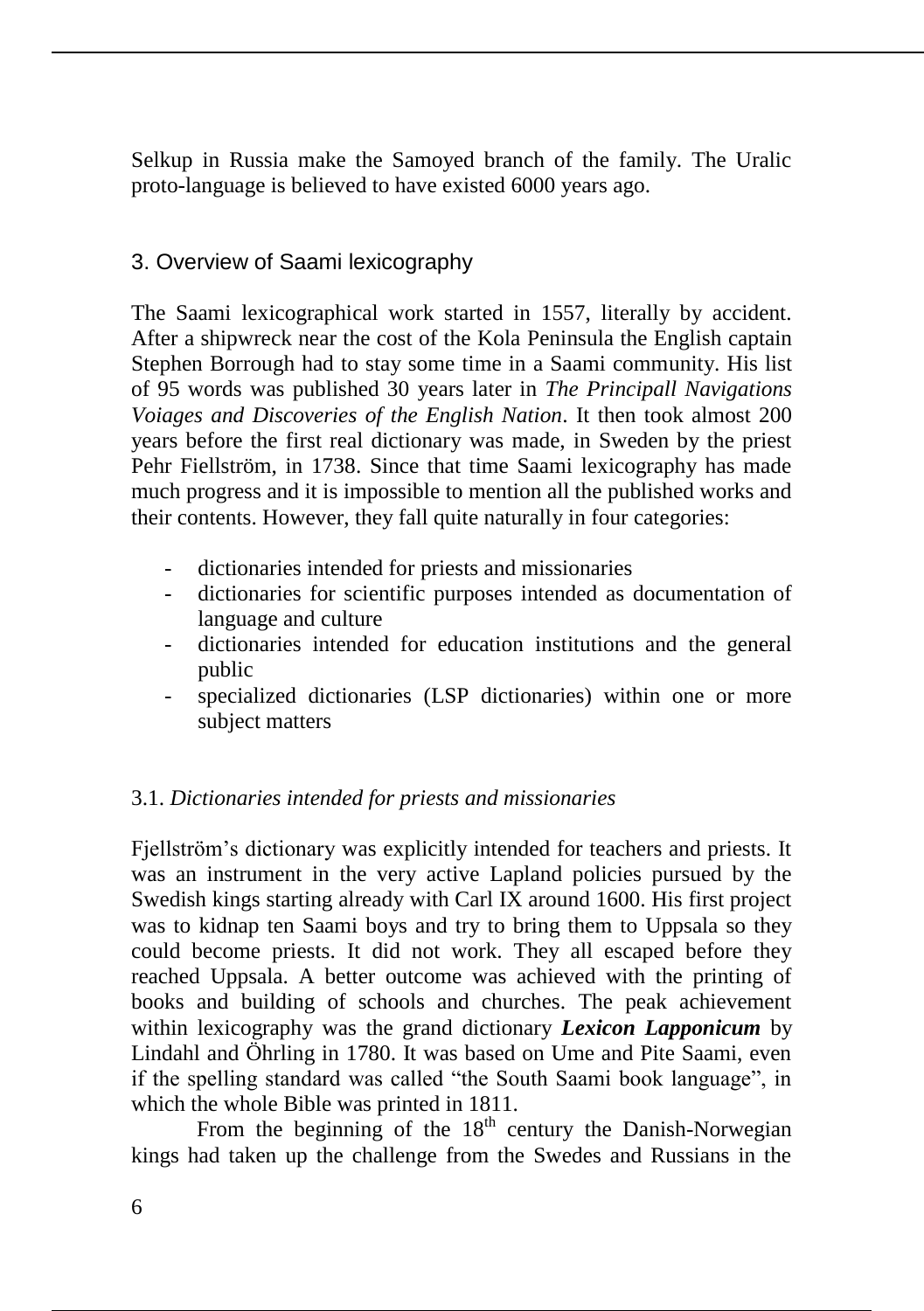Selkup in Russia make the Samoyed branch of the family. The Uralic proto-language is believed to have existed 6000 years ago.

## 3. Overview of Saami lexicography

The Saami lexicographical work started in 1557, literally by accident. After a shipwreck near the cost of the Kola Peninsula the English captain Stephen Borrough had to stay some time in a Saami community. His list of 95 words was published 30 years later in *The Principall Navigations Voiages and Discoveries of the English Nation*. It then took almost 200 years before the first real dictionary was made, in Sweden by the priest Pehr Fiellström, in 1738. Since that time Saami lexicography has made much progress and it is impossible to mention all the published works and their contents. However, they fall quite naturally in four categories:

- dictionaries intended for priests and missionaries
- dictionaries for scientific purposes intended as documentation of language and culture
- dictionaries intended for education institutions and the general public
- specialized dictionaries (LSP dictionaries) within one or more subject matters

### 3.1. *Dictionaries intended for priests and missionaries*

Fjellström's dictionary was explicitly intended for teachers and priests. It was an instrument in the very active Lapland policies pursued by the Swedish kings starting already with Carl IX around 1600. His first project was to kidnap ten Saami boys and try to bring them to Uppsala so they could become priests. It did not work. They all escaped before they reached Uppsala. A better outcome was achieved with the printing of books and building of schools and churches. The peak achievement within lexicography was the grand dictionary ***Lexicon Lapponicum*** by Lindahl and Öhrling in 1780. It was based on Ume and Pite Saami, even if the spelling standard was called "the South Saami book language", in which the whole Bible was printed in 1811.

From the beginning of the 18th century the Danish-Norwegian kings had taken up the challenge from the Swedes and Russians in the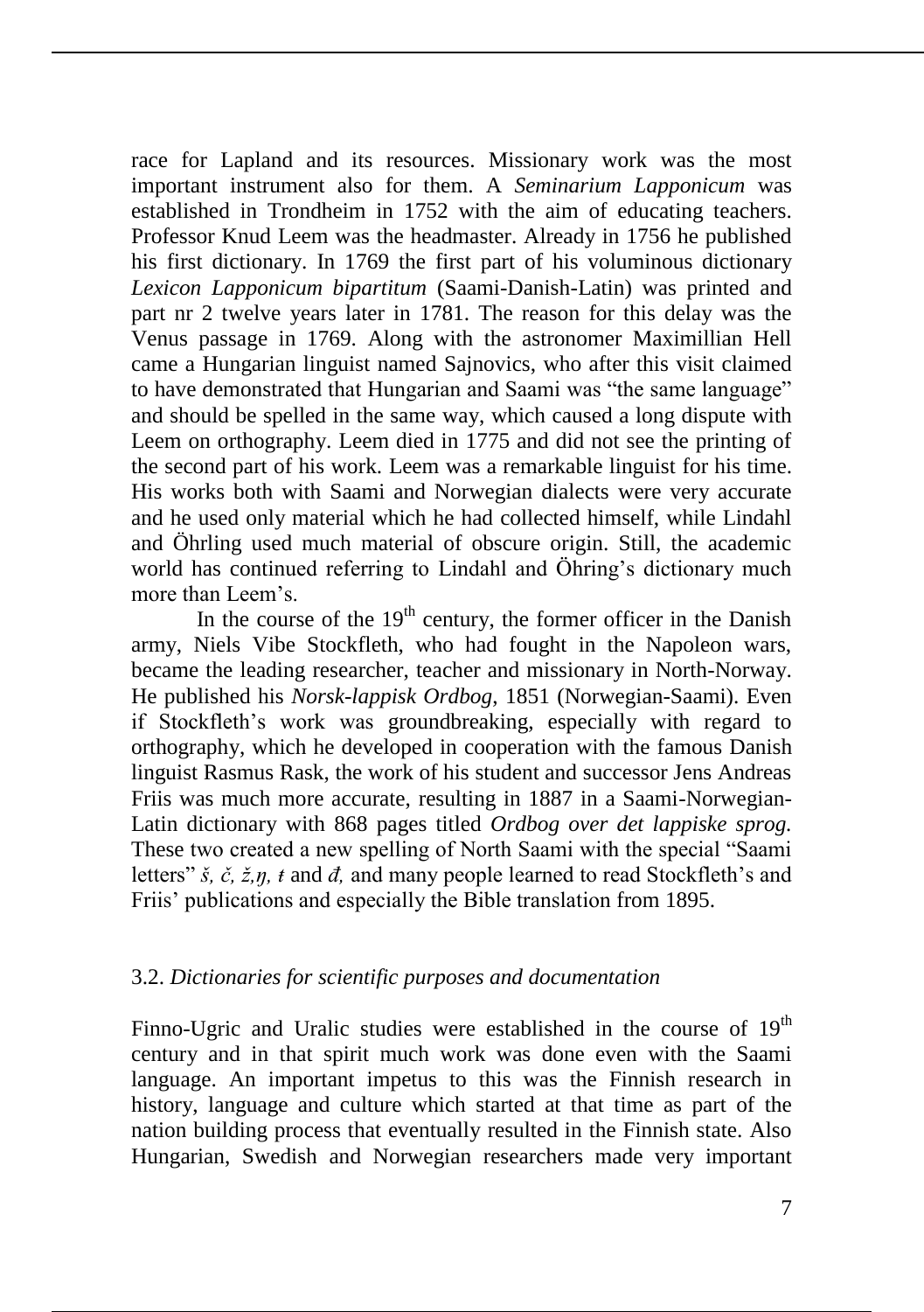race for Lapland and its resources. Missionary work was the most important instrument also for them. A *Seminarium Lapponicum* was established in Trondheim in 1752 with the aim of educating teachers. Professor Knud Leem was the headmaster. Already in 1756 he published his first dictionary. In 1769 the first part of his voluminous dictionary *Lexicon Lapponicum bipartitum* (Saami-Danish-Latin) was printed and part nr 2 twelve years later in 1781. The reason for this delay was the Venus passage in 1769. Along with the astronomer Maximillian Hell came a Hungarian linguist named Sajnovics, who after this visit claimed to have demonstrated that Hungarian and Saami was "the same language" and should be spelled in the same way, which caused a long dispute with Leem on orthography. Leem died in 1775 and did not see the printing of the second part of his work. Leem was a remarkable linguist for his time. His works both with Saami and Norwegian dialects were very accurate and he used only material which he had collected himself, while Lindahl and Öhrling used much material of obscure origin. Still, the academic world has continued referring to Lindahl and Öhring's dictionary much more than Leem's.

In the course of the 19th century, the former officer in the Danish army, Niels Vibe Stockfleth, who had fought in the Napoleon wars, became the leading researcher, teacher and missionary in North-Norway. He published his *Norsk-lappisk Ordbog*, 1851 (Norwegian-Saami). Even if Stockfleth's work was groundbreaking, especially with regard to orthography, which he developed in cooperation with the famous Danish linguist Rasmus Rask, the work of his student and successor Jens Andreas Friis was much more accurate, resulting in 1887 in a Saami-Norwegian-Latin dictionary with 868 pages titled *Ordbog over det lappiske sprog.* These two created a new spelling of North Saami with the special "Saami letters" *š, č, ž,ŋ, ŧ* and *đ,* and many people learned to read Stockfleth's and Friis' publications and especially the Bible translation from 1895.

### 3.2. *Dictionaries for scientific purposes and documentation*

Finno-Ugric and Uralic studies were established in the course of 19th century and in that spirit much work was done even with the Saami language. An important impetus to this was the Finnish research in history, language and culture which started at that time as part of the nation building process that eventually resulted in the Finnish state. Also Hungarian, Swedish and Norwegian researchers made very important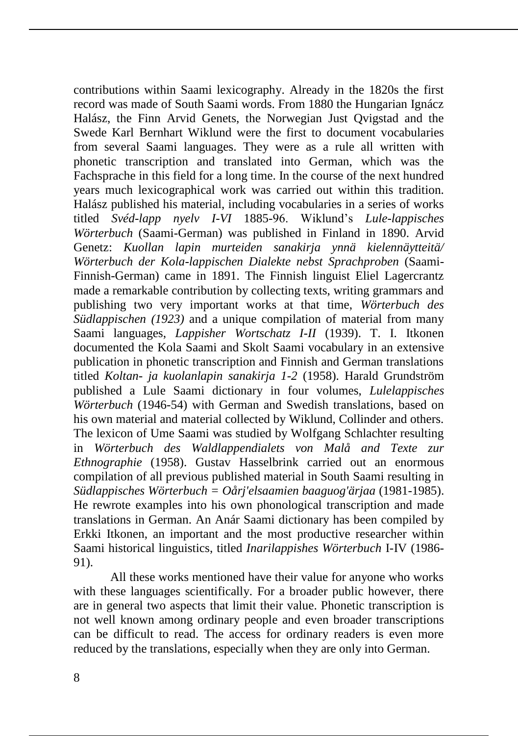contributions within Saami lexicography. Already in the 1820s the first record was made of South Saami words. From 1880 the Hungarian Ignácz Halász, the Finn Arvid Genets, the Norwegian Just Qvigstad and the Swede Karl Bernhart Wiklund were the first to document vocabularies from several Saami languages. They were as a rule all written with phonetic transcription and translated into German, which was the Fachsprache in this field for a long time. In the course of the next hundred years much lexicographical work was carried out within this tradition. Halász published his material, including vocabularies in a series of works titled *Svéd-lapp nyelv I-VI* 1885-96. Wiklund's *Lule-lappisches Wörterbuch* (Saami-German) was published in Finland in 1890. Arvid Genetz: *Kuollan lapin murteiden sanakirja ynnä kielennäytteitä/ Wörterbuch der Kola-lappischen Dialekte nebst Sprachproben* (Saami-Finnish-German) came in 1891. The Finnish linguist Eliel Lagercrantz made a remarkable contribution by collecting texts, writing grammars and publishing two very important works at that time, *Wörterbuch des Südlappischen (1923)* and a unique compilation of material from many Saami languages, *Lappisher Wortschatz I-II* (1939). T. I. Itkonen documented the Kola Saami and Skolt Saami vocabulary in an extensive publication in phonetic transcription and Finnish and German translations titled *Koltan- ja kuolanlapin sanakirja 1-2* (1958). Harald Grundström published a Lule Saami dictionary in four volumes, *Lulelappisches Wörterbuch* (1946-54) with German and Swedish translations, based on his own material and material collected by Wiklund, Collinder and others. The lexicon of Ume Saami was studied by Wolfgang Schlachter resulting in *Wörterbuch des Waldlappendialets von Malå and Texte zur Ethnographie* (1958). Gustav Hasselbrink carried out an enormous compilation of all previous published material in South Saami resulting in *Südlappisches Wörterbuch = Oårj'elsaamien baaguog'ärjaa* (1981-1985). He rewrote examples into his own phonological transcription and made translations in German. An Anár Saami dictionary has been compiled by Erkki Itkonen, an important and the most productive researcher within Saami historical linguistics, titled *Inarilappishes Wörterbuch* I-IV (1986-91).

All these works mentioned have their value for anyone who works with these languages scientifically. For a broader public however, there are in general two aspects that limit their value. Phonetic transcription is not well known among ordinary people and even broader transcriptions can be difficult to read. The access for ordinary readers is even more reduced by the translations, especially when they are only into German.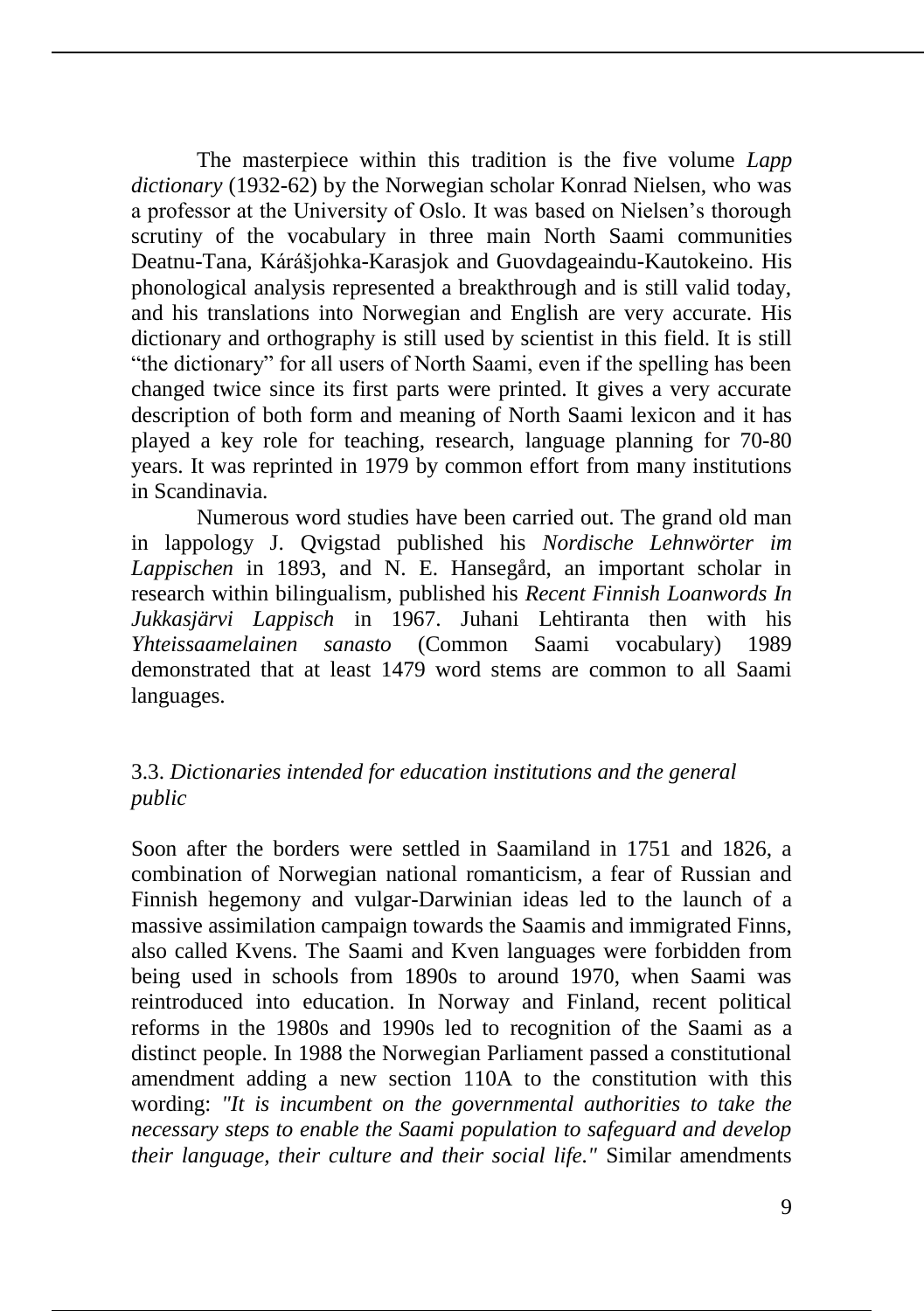The masterpiece within this tradition is the five volume *Lapp dictionary* (1932-62) by the Norwegian scholar Konrad Nielsen, who was a professor at the University of Oslo. It was based on Nielsen's thorough scrutiny of the vocabulary in three main North Saami communities Deatnu-Tana, Kárášjohka-Karasjok and Guovdageaindu-Kautokeino. His phonological analysis represented a breakthrough and is still valid today, and his translations into Norwegian and English are very accurate. His dictionary and orthography is still used by scientist in this field. It is still "the dictionary" for all users of North Saami, even if the spelling has been changed twice since its first parts were printed. It gives a very accurate description of both form and meaning of North Saami lexicon and it has played a key role for teaching, research, language planning for 70-80 years. It was reprinted in 1979 by common effort from many institutions in Scandinavia.

Numerous word studies have been carried out. The grand old man in lappology J. Qvigstad published his *Nordische Lehnwörter im Lappischen* in 1893, and N. E. Hansegård, an important scholar in research within bilingualism, published his *Recent Finnish Loanwords In Jukkasjärvi Lappisch* in 1967. Juhani Lehtiranta then with his *Yhteissaamelainen sanasto* (Common Saami vocabulary) 1989 demonstrated that at least 1479 word stems are common to all Saami languages.

### 3.3. *Dictionaries intended for education institutions and the general public*

Soon after the borders were settled in Saamiland in 1751 and 1826, a combination of Norwegian national romanticism, a fear of Russian and Finnish hegemony and vulgar-Darwinian ideas led to the launch of a massive assimilation campaign towards the Saamis and immigrated Finns, also called Kvens. The Saami and Kven languages were forbidden from being used in schools from 1890s to around 1970, when Saami was reintroduced into education. In Norway and Finland, recent political reforms in the 1980s and 1990s led to recognition of the Saami as a distinct people. In 1988 the Norwegian Parliament passed a constitutional amendment adding a new section 110A to the constitution with this wording: *"It is incumbent on the governmental authorities to take the necessary steps to enable the Saami population to safeguard and develop their language, their culture and their social life."* Similar amendments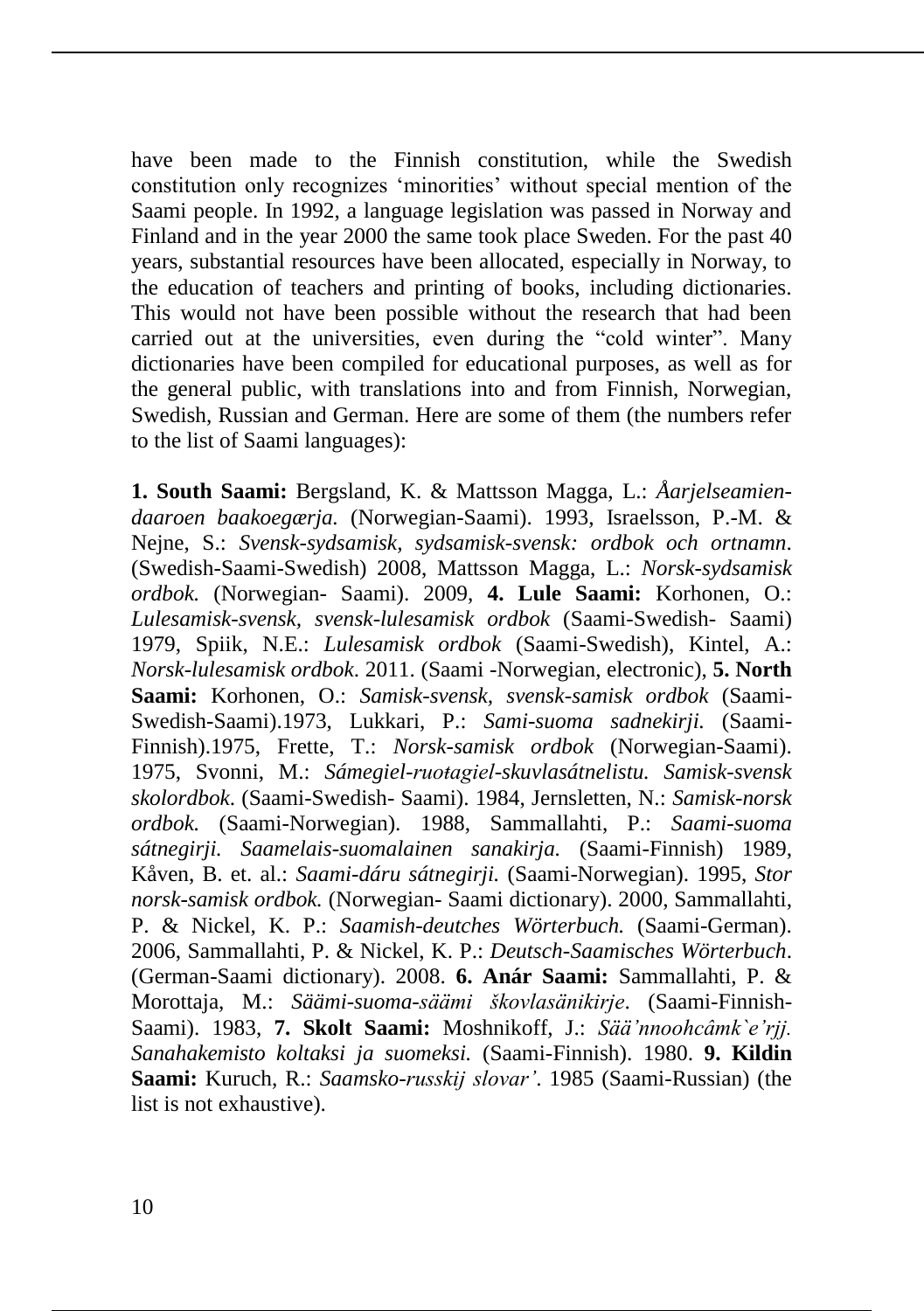have been made to the Finnish constitution, while the Swedish constitution only recognizes ‘minorities’ without special mention of the Saami people. In 1992, a language legislation was passed in Norway and Finland and in the year 2000 the same took place Sweden. For the past 40 years, substantial resources have been allocated, especially in Norway, to the education of teachers and printing of books, including dictionaries. This would not have been possible without the research that had been carried out at the universities, even during the “cold winter”. Many dictionaries have been compiled for educational purposes, as well as for the general public, with translations into and from Finnish, Norwegian, Swedish, Russian and German. Here are some of them (the numbers refer to the list of Saami languages):

**1. South Saami:** Bergsland, K. & Mattsson Magga, L.: *Åarjelseamien-daaroen baakoegærja.* (Norwegian-Saami). 1993, Israelsson, P.-M. & Nejne, S.: *Svensk-sydsamisk, sydsamisk-svensk: ordbok och ortnamn*. (Swedish-Saami-Swedish) 2008, Mattsson Magga, L.: *Norsk-sydsamisk ordbok.* (Norwegian- Saami). 2009, **4. Lule Saami:** Korhonen, O.: *Lulesamisk-svensk, svensk-lulesamisk ordbok* (Saami-Swedish- Saami) 1979, Spiik, N.E.: *Lulesamisk ordbok* (Saami-Swedish), Kintel, A.: *Norsk-lulesamisk ordbok*. 2011. (Saami -Norwegian, electronic), **5. North Saami:** Korhonen, O.: *Samisk-svensk, svensk-samisk ordbok* (Saami-Swedish-Saami).1973, Lukkari, P.: *Sami-suoma sadnekirji.* (Saami-Finnish).1975, Frette, T.: *Norsk-samisk ordbok* (Norwegian-Saami). 1975, Svonni, M.: *Sámegiel-ruoŧagiel-skuvlasátnelistu. Samisk-svensk skolordbok*. (Saami-Swedish- Saami). 1984, Jernsletten, N.: *Samisk-norsk ordbok.* (Saami-Norwegian). 1988, Sammallahti, P.: *Saami-suoma sátnegirji. Saamelais-suomalainen sanakirja.* (Saami-Finnish) 1989, Kåven, B. et. al.: *Saami-dáru sátnegirji.* (Saami-Norwegian). 1995, *Stor norsk-samisk ordbok.* (Norwegian- Saami dictionary). 2000, Sammallahti, P. & Nickel, K. P.: *Saamish-deutches Wörterbuch.* (Saami-German). 2006, Sammallahti, P. & Nickel, K. P.: *Deutsch-Saamisches Wörterbuch*. (German-Saami dictionary). 2008. **6. Anár Saami:** Sammallahti, P. & Morottaja, M.: *Säämi-suoma-säämi škovlasänikirje*. (Saami-Finnish-Saami). 1983, **7. Skolt Saami:** Moshnikoff, J.: *Sää’nnoohcâmk`e’rjj. Sanahakemisto koltaksi ja suomeksi.* (Saami-Finnish). 1980. **9. Kildin Saami:** Kuruch, R.: *Saamsko-russkij slovar’*. 1985 (Saami-Russian) (the list is not exhaustive).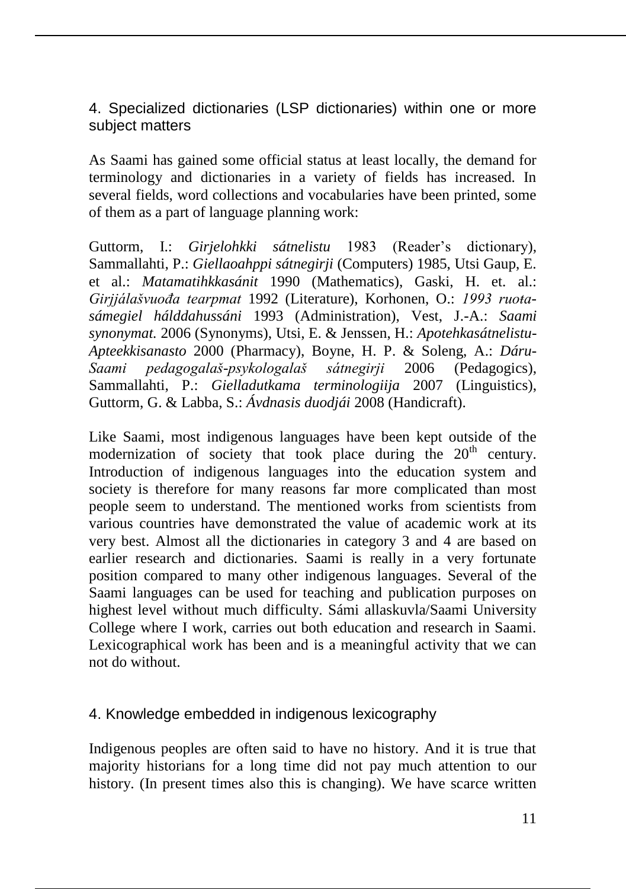## 4. Specialized dictionaries (LSP dictionaries) within one or more subject matters

As Saami has gained some official status at least locally, the demand for terminology and dictionaries in a variety of fields has increased. In several fields, word collections and vocabularies have been printed, some of them as a part of language planning work:

Guttorm, I.: *Girjelohkki sátnelistu* 1983 (Reader's dictionary), Sammallahti, P.: *Giellaoahppi sátnegirji* (Computers) 1985, Utsi Gaup, E. et al.: *Matamatihkkasánit* 1990 (Mathematics), Gaski, H. et. al.: *Girjjálašvuođa tearpmat* 1992 (Literature), Korhonen, O.: *1993 ruota-sámegiel hálddahussáni* 1993 (Administration), Vest, J.-A.: *Saami synonymat.* 2006 (Synonyms), Utsi, E. & Jenssen, H.: *Apotehkasátnelistu-Apteekkisanasto* 2000 (Pharmacy), Boyne, H. P. & Soleng, A.: *Dáru-Saami pedagogalaš-psykologalaš sátnegirji* 2006 (Pedagogics), Sammallahti, P.: *Gielladutkama terminologiija* 2007 (Linguistics), Guttorm, G. & Labba, S.: *Ávdnasis duodjái* 2008 (Handicraft).

Like Saami, most indigenous languages have been kept outside of the modernization of society that took place during the 20th century. Introduction of indigenous languages into the education system and society is therefore for many reasons far more complicated than most people seem to understand. The mentioned works from scientists from various countries have demonstrated the value of academic work at its very best. Almost all the dictionaries in category 3 and 4 are based on earlier research and dictionaries. Saami is really in a very fortunate position compared to many other indigenous languages. Several of the Saami languages can be used for teaching and publication purposes on highest level without much difficulty. Sámi allaskuvla/Saami University College where I work, carries out both education and research in Saami. Lexicographical work has been and is a meaningful activity that we can not do without.

## 4. Knowledge embedded in indigenous lexicography

Indigenous peoples are often said to have no history. And it is true that majority historians for a long time did not pay much attention to our history. (In present times also this is changing). We have scarce written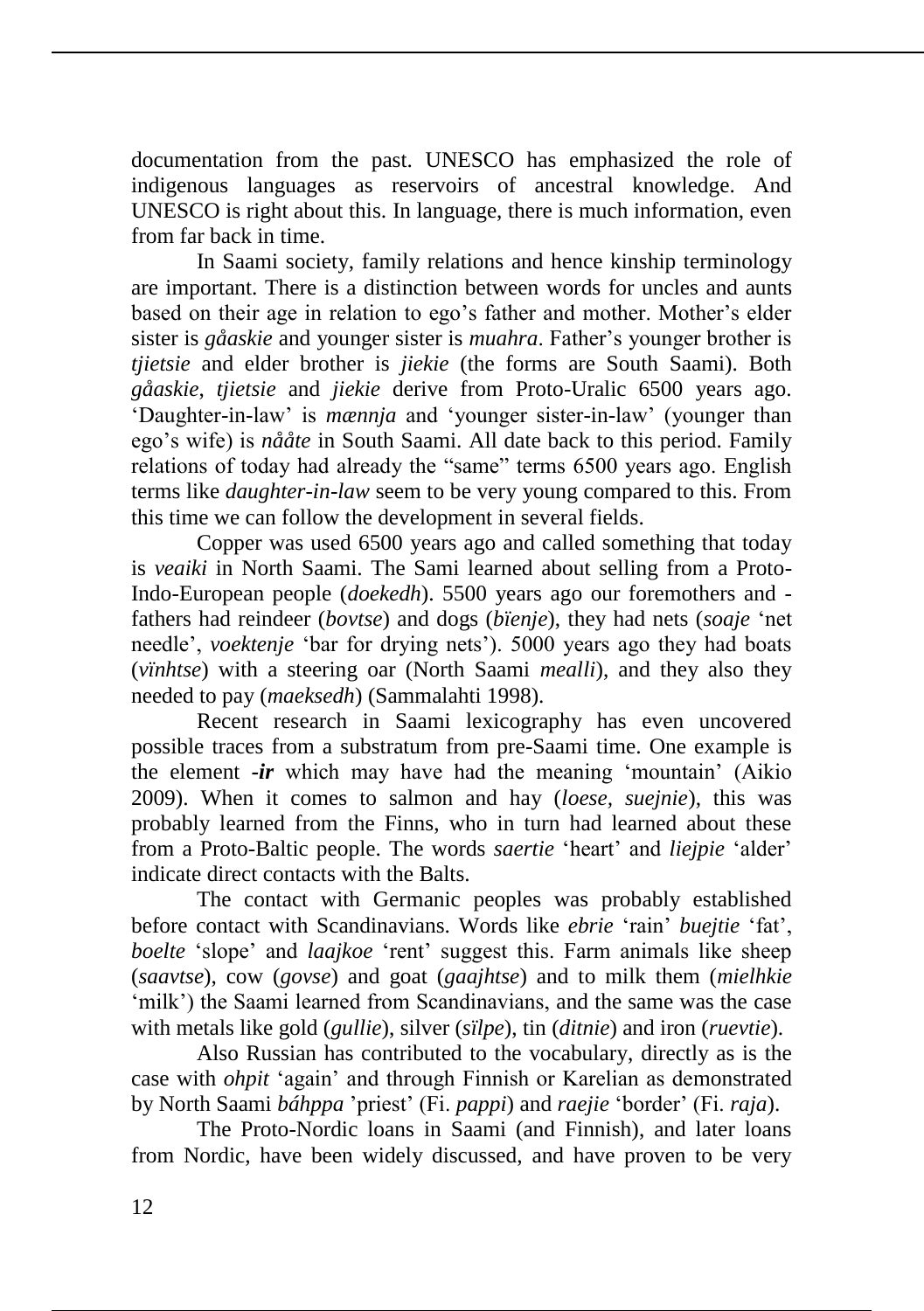documentation from the past. UNESCO has emphasized the role of indigenous languages as reservoirs of ancestral knowledge. And UNESCO is right about this. In language, there is much information, even from far back in time.

In Saami society, family relations and hence kinship terminology are important. There is a distinction between words for uncles and aunts based on their age in relation to ego's father and mother. Mother's elder sister is *gåaskie* and younger sister is *muahra*. Father's younger brother is *tjietsie* and elder brother is *jiekie* (the forms are South Saami). Both *gåaskie*, *tjietsie* and *jiekie* derive from Proto-Uralic 6500 years ago. 'Daughter-in-law' is *mænnja* and 'younger sister-in-law' (younger than ego's wife) is *nååte* in South Saami. All date back to this period. Family relations of today had already the "same" terms 6500 years ago. English terms like *daughter-in-law* seem to be very young compared to this. From this time we can follow the development in several fields.

Copper was used 6500 years ago and called something that today is *veaiki* in North Saami. The Sami learned about selling from a Proto-Indo-European people (*doekedh*). 5500 years ago our foremothers and -fathers had reindeer (*bovtse*) and dogs (*bïenje*), they had nets (*soaje* 'net needle', *voektenje* 'bar for drying nets'). 5000 years ago they had boats (*vïnhtse*) with a steering oar (North Saami *mealli*), and they also they needed to pay (*maeksedh*) (Sammalahti 1998).

Recent research in Saami lexicography has even uncovered possible traces from a substratum from pre-Saami time. One example is the element ***-ir*** which may have had the meaning 'mountain' (Aikio 2009). When it comes to salmon and hay (*loese*, *suejnie*), this was probably learned from the Finns, who in turn had learned about these from a Proto-Baltic people. The words *saertie* 'heart' and *liejpie* 'alder' indicate direct contacts with the Balts.

The contact with Germanic peoples was probably established before contact with Scandinavians. Words like *ebrie* 'rain' *buejtie* 'fat', *boelte* 'slope' and *laajkoe* 'rent' suggest this. Farm animals like sheep (*saavtse*), cow (*govse*) and goat (*gaajhtse*) and to milk them (*mielhkie* 'milk') the Saami learned from Scandinavians, and the same was the case with metals like gold (*gullie*), silver (*sïlpe*), tin (*ditnie*) and iron (*ruevtie*).

Also Russian has contributed to the vocabulary, directly as is the case with *ohpit* 'again' and through Finnish or Karelian as demonstrated by North Saami *báhppa* 'priest' (Fi. *pappi*) and *raejie* 'border' (Fi. *raja*).

The Proto-Nordic loans in Saami (and Finnish), and later loans from Nordic, have been widely discussed, and have proven to be very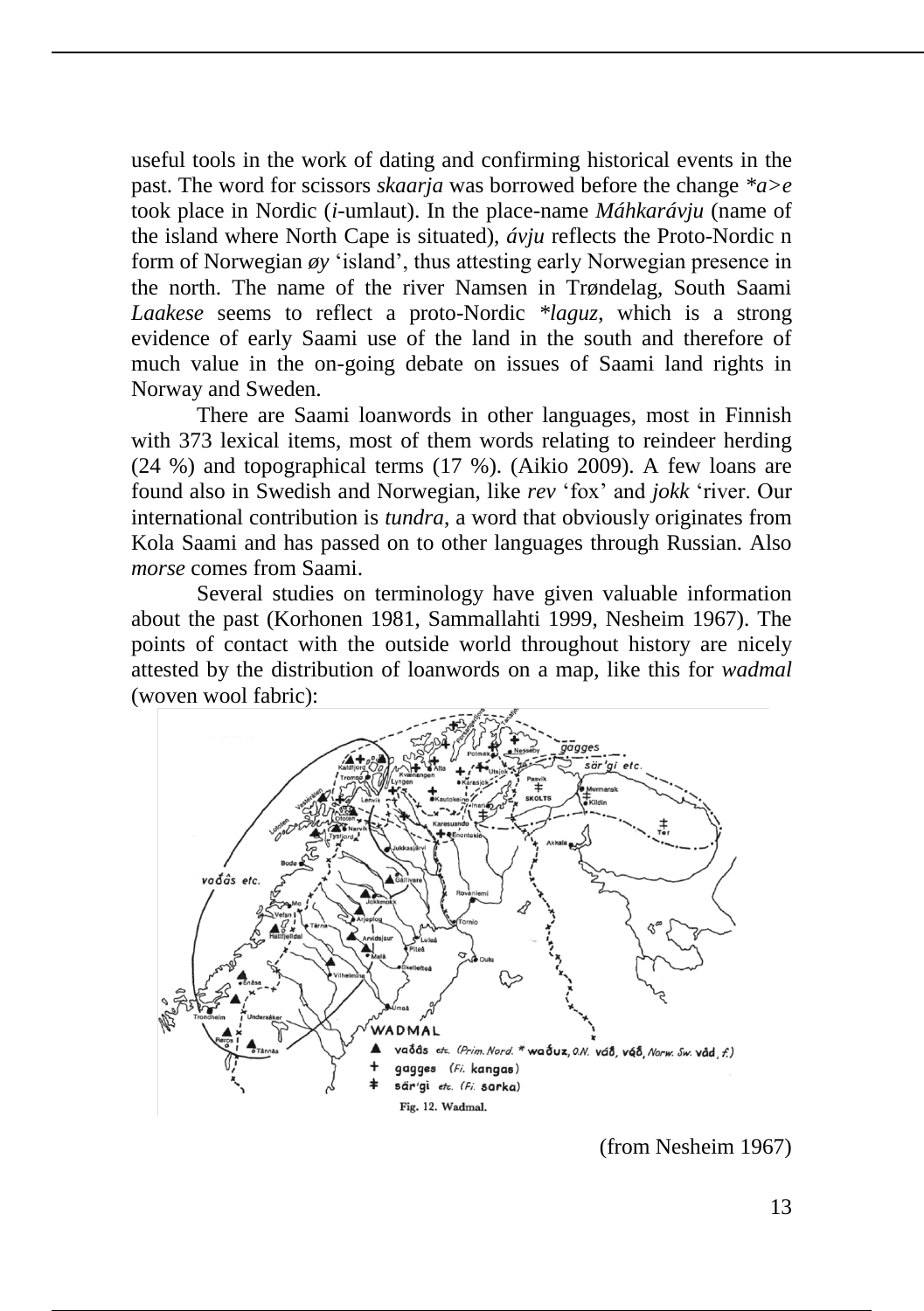useful tools in the work of dating and confirming historical events in the past. The word for scissors *skaarja* was borrowed before the change *\*a>e* took place in Nordic (*i*-umlaut). In the place-name *Máhkarávju* (name of the island where North Cape is situated), *ávju* reflects the Proto-Nordic n form of Norwegian *øy* 'island', thus attesting early Norwegian presence in the north. The name of the river Namsen in Trøndelag, South Saami *Laakese* seems to reflect a proto-Nordic *\*laguz*, which is a strong evidence of early Saami use of the land in the south and therefore of much value in the on-going debate on issues of Saami land rights in Norway and Sweden.

There are Saami loanwords in other languages, most in Finnish with 373 lexical items, most of them words relating to reindeer herding (24 %) and topographical terms (17 %). (Aikio 2009). A few loans are found also in Swedish and Norwegian, like *rev* 'fox' and *jokk* 'river. Our international contribution is *tundra*, a word that obviously originates from Kola Saami and has passed on to other languages through Russian. Also *morse* comes from Saami.

Several studies on terminology have given valuable information about the past (Korhonen 1981, Sammallahti 1999, Nesheim 1967). The points of contact with the outside world throughout history are nicely attested by the distribution of loanwords on a map, like this for *wadmal* (woven wool fabric):

WADMAL
▲ vaďâs etc. (Prim. Nord. \* waďuz, O.N. váð, vǫð, Norw. Sw. våd, f.)
+ gagges (Fi. kangas)
‡ sär'gi etc. (Fi. sarka)

Fig. 12. Wadmal.

(from Nesheim 1967)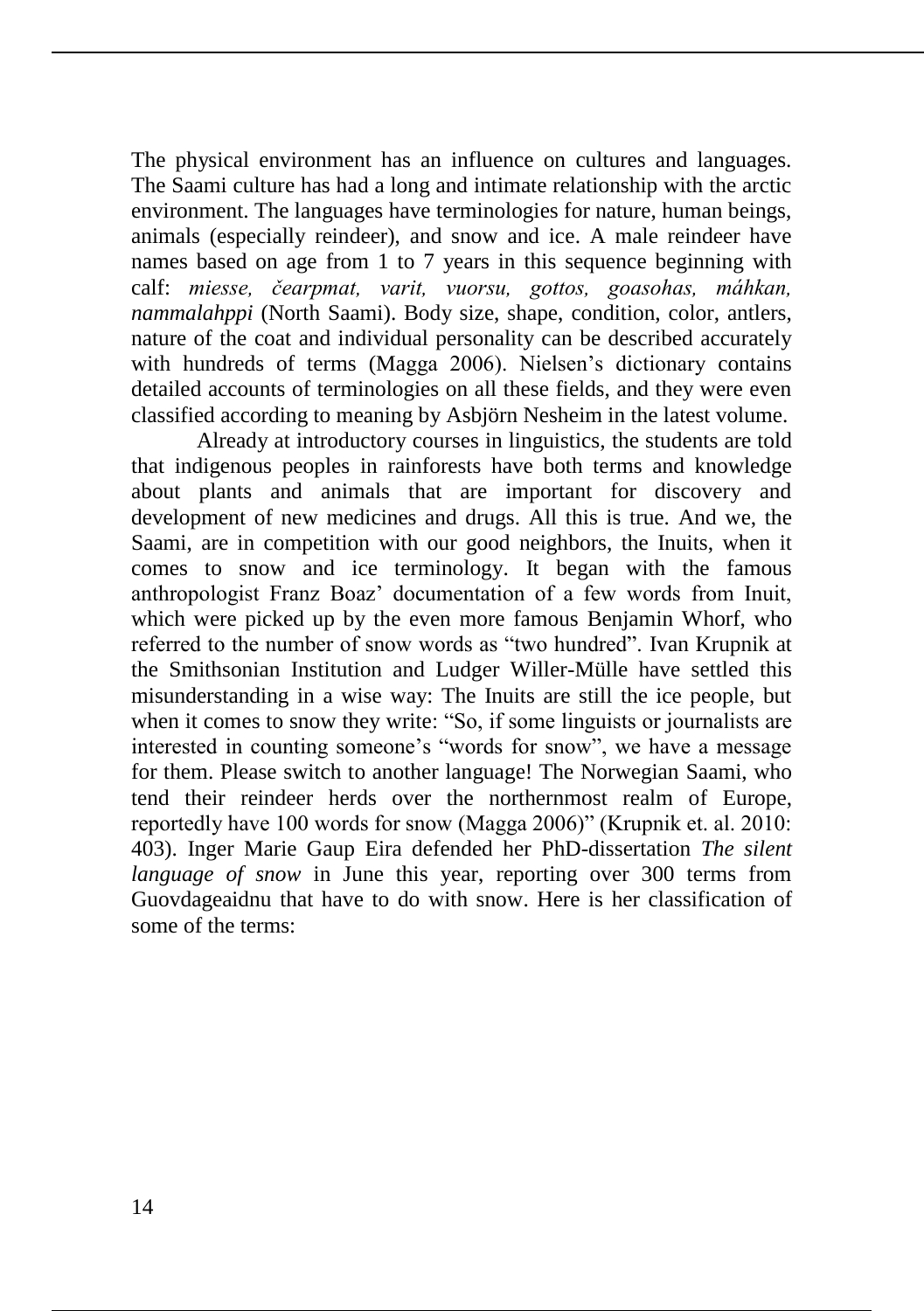The physical environment has an influence on cultures and languages. The Saami culture has had a long and intimate relationship with the arctic environment. The languages have terminologies for nature, human beings, animals (especially reindeer), and snow and ice. A male reindeer have names based on age from 1 to 7 years in this sequence beginning with calf: *miesse, čearpmat, varit, vuorsu, gottos, goasohas, máhkan, nammalahppi* (North Saami). Body size, shape, condition, color, antlers, nature of the coat and individual personality can be described accurately with hundreds of terms (Magga 2006). Nielsen's dictionary contains detailed accounts of terminologies on all these fields, and they were even classified according to meaning by Asbjörn Nesheim in the latest volume.

Already at introductory courses in linguistics, the students are told that indigenous peoples in rainforests have both terms and knowledge about plants and animals that are important for discovery and development of new medicines and drugs. All this is true. And we, the Saami, are in competition with our good neighbors, the Inuits, when it comes to snow and ice terminology. It began with the famous anthropologist Franz Boaz' documentation of a few words from Inuit, which were picked up by the even more famous Benjamin Whorf, who referred to the number of snow words as "two hundred". Ivan Krupnik at the Smithsonian Institution and Ludger Willer-Mülle have settled this misunderstanding in a wise way: The Inuits are still the ice people, but when it comes to snow they write: "So, if some linguists or journalists are interested in counting someone's "words for snow", we have a message for them. Please switch to another language! The Norwegian Saami, who tend their reindeer herds over the northernmost realm of Europe, reportedly have 100 words for snow (Magga 2006)" (Krupnik et. al. 2010: 403). Inger Marie Gaup Eira defended her PhD-dissertation *The silent language of snow* in June this year, reporting over 300 terms from Guovdageaidnu that have to do with snow. Here is her classification of some of the terms: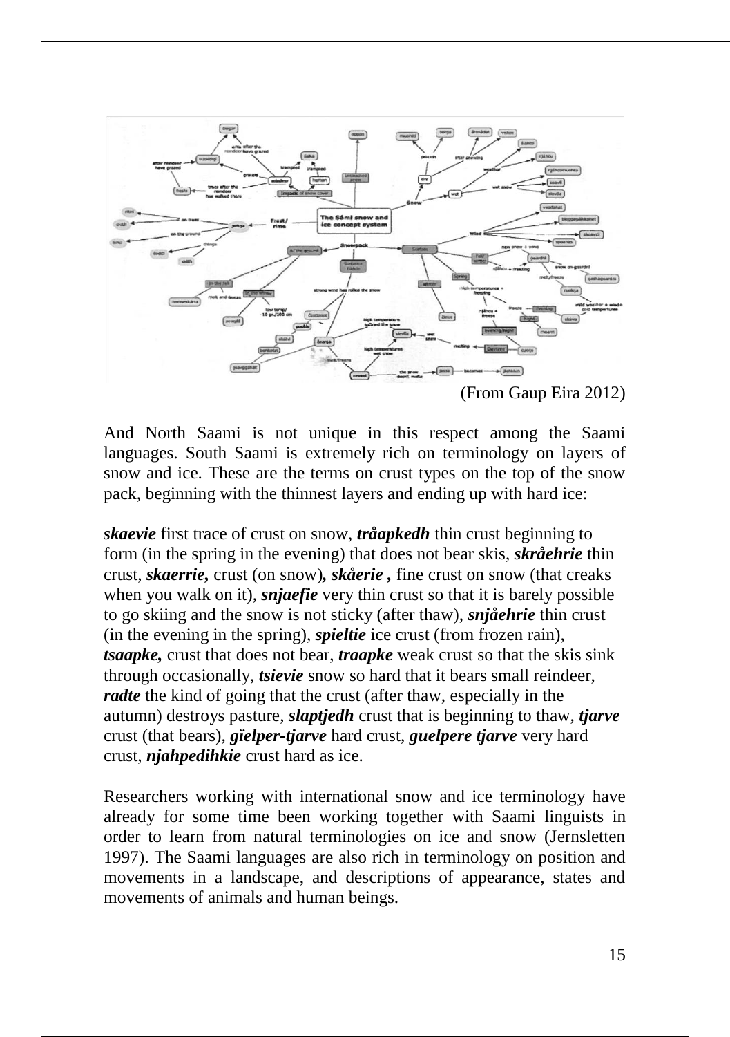(From Gaup Eira 2012)

And North Saami is not unique in this respect among the Saami languages. South Saami is extremely rich on terminology on layers of snow and ice. These are the terms on crust types on the top of the snow pack, beginning with the thinnest layers and ending up with hard ice:

***skaevie*** first trace of crust on snow, ***tråapkedh*** thin crust beginning to form (in the spring in the evening) that does not bear skis, ***skråehrie*** thin crust, ***skaerrie,*** crust (on snow)***, skåerie ,*** fine crust on snow (that creaks when you walk on it), ***snjaefie*** very thin crust so that it is barely possible to go skiing and the snow is not sticky (after thaw), ***snjåehrie*** thin crust (in the evening in the spring), ***spieltie*** ice crust (from frozen rain), ***tsaapke,*** crust that does not bear, ***traapke*** weak crust so that the skis sink through occasionally, ***tsievie*** snow so hard that it bears small reindeer, ***radte*** the kind of going that the crust (after thaw, especially in the autumn) destroys pasture, ***slaptjedh*** crust that is beginning to thaw, ***tjarve*** crust (that bears), ***gïelper-tjarve*** hard crust, ***guelpere tjarve*** very hard crust, ***njahpedihkie*** crust hard as ice.

Researchers working with international snow and ice terminology have already for some time been working together with Saami linguists in order to learn from natural terminologies on ice and snow (Jernsletten 1997). The Saami languages are also rich in terminology on position and movements in a landscape, and descriptions of appearance, states and movements of animals and human beings.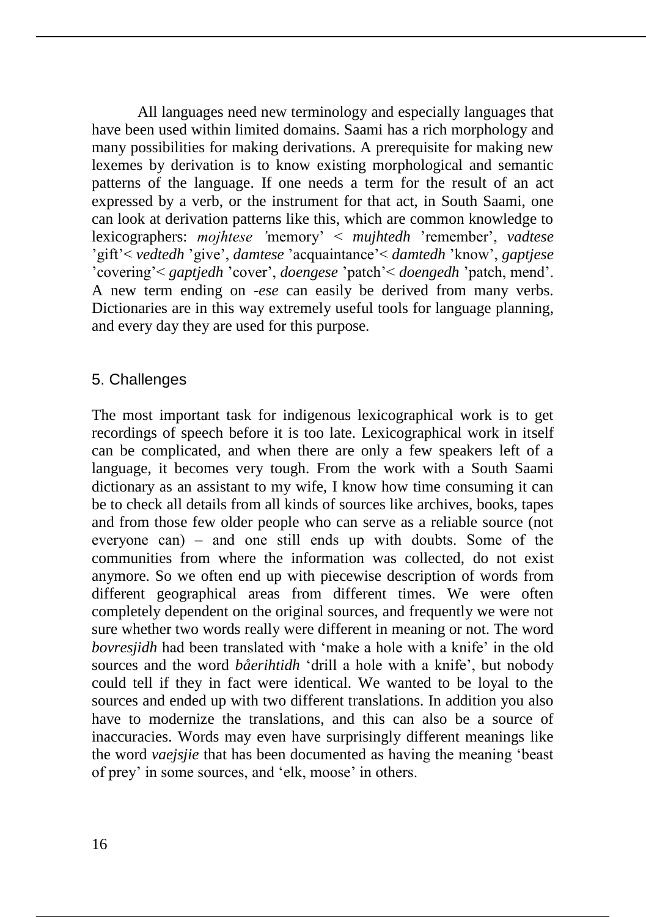All languages need new terminology and especially languages that have been used within limited domains. Saami has a rich morphology and many possibilities for making derivations. A prerequisite for making new lexemes by derivation is to know existing morphological and semantic patterns of the language. If one needs a term for the result of an act expressed by a verb, or the instrument for that act, in South Saami, one can look at derivation patterns like this, which are common knowledge to lexicographers: *mojhtese* 'memory' < *mujhtedh* 'remember', *vadtese* 'gift'< *vedtedh* 'give', *damtese* 'acquaintance'< *damtedh* 'know', *gaptjese* 'covering'< *gaptjedh* 'cover', *doengese* 'patch'< *doengedh* 'patch, mend'. A new term ending on *-ese* can easily be derived from many verbs. Dictionaries are in this way extremely useful tools for language planning, and every day they are used for this purpose.

## 5. Challenges

The most important task for indigenous lexicographical work is to get recordings of speech before it is too late. Lexicographical work in itself can be complicated, and when there are only a few speakers left of a language, it becomes very tough. From the work with a South Saami dictionary as an assistant to my wife, I know how time consuming it can be to check all details from all kinds of sources like archives, books, tapes and from those few older people who can serve as a reliable source (not everyone can) – and one still ends up with doubts. Some of the communities from where the information was collected, do not exist anymore. So we often end up with piecewise description of words from different geographical areas from different times. We were often completely dependent on the original sources, and frequently we were not sure whether two words really were different in meaning or not. The word *bovresjidh* had been translated with 'make a hole with a knife' in the old sources and the word *båerihtidh* 'drill a hole with a knife', but nobody could tell if they in fact were identical. We wanted to be loyal to the sources and ended up with two different translations. In addition you also have to modernize the translations, and this can also be a source of inaccuracies. Words may even have surprisingly different meanings like the word *vaejsjie* that has been documented as having the meaning 'beast of prey' in some sources, and 'elk, moose' in others.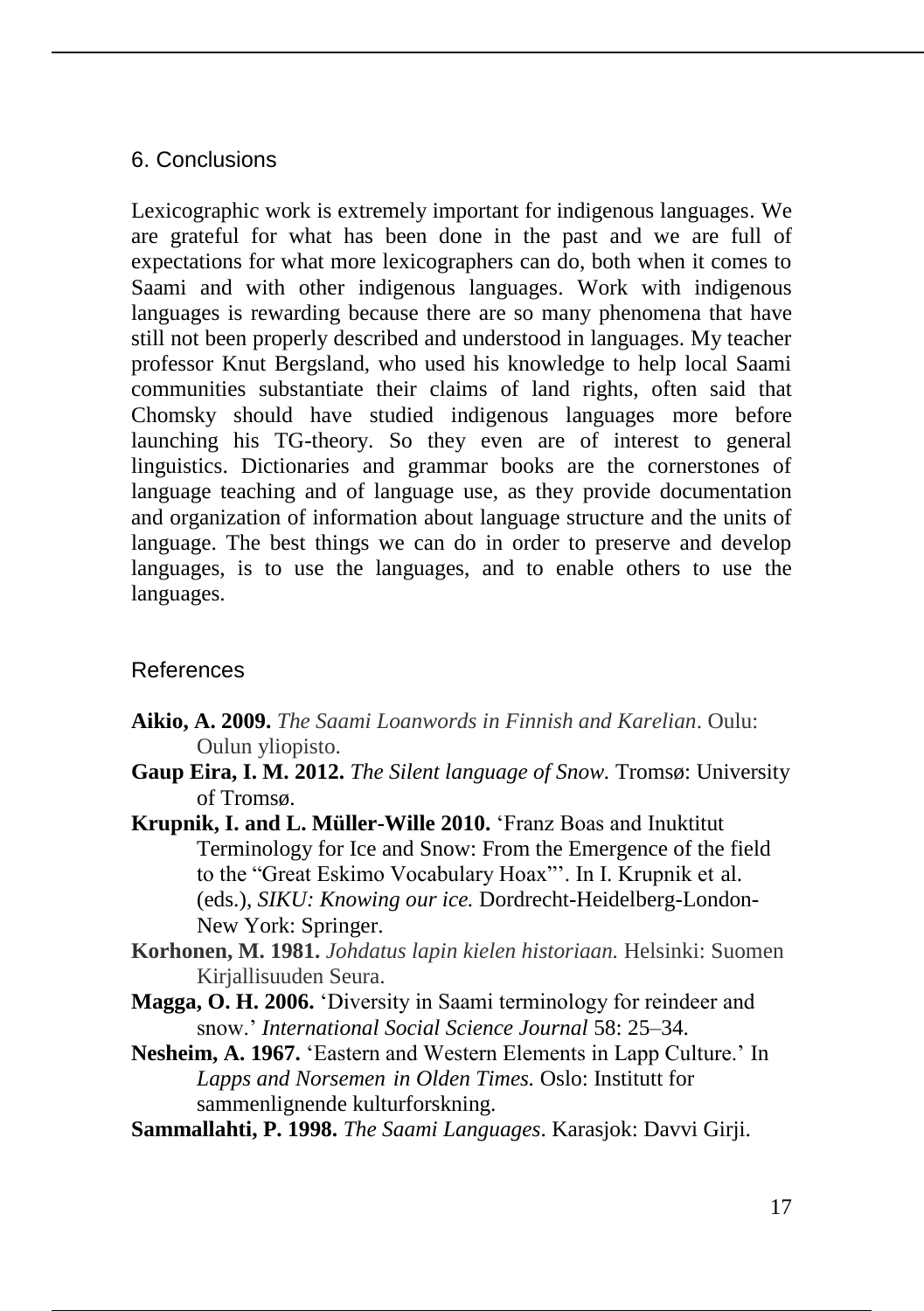## 6. Conclusions

Lexicographic work is extremely important for indigenous languages. We are grateful for what has been done in the past and we are full of expectations for what more lexicographers can do, both when it comes to Saami and with other indigenous languages. Work with indigenous languages is rewarding because there are so many phenomena that have still not been properly described and understood in languages. My teacher professor Knut Bergsland, who used his knowledge to help local Saami communities substantiate their claims of land rights, often said that Chomsky should have studied indigenous languages more before launching his TG-theory. So they even are of interest to general linguistics. Dictionaries and grammar books are the cornerstones of language teaching and of language use, as they provide documentation and organization of information about language structure and the units of language. The best things we can do in order to preserve and develop languages, is to use the languages, and to enable others to use the languages.

## References

**Aikio, A. 2009.** *The Saami Loanwords in Finnish and Karelian*. Oulu: Oulun yliopisto.

**Gaup Eira, I. M. 2012.** *The Silent language of Snow.* Tromsø: University of Tromsø.

**Krupnik, I. and L. Müller-Wille 2010.** 'Franz Boas and Inuktitut Terminology for Ice and Snow: From the Emergence of the field to the "Great Eskimo Vocabulary Hoax"'. In I. Krupnik et al. (eds.), *SIKU: Knowing our ice.* Dordrecht-Heidelberg-London-New York: Springer.

**Korhonen, M. 1981.** *Johdatus lapin kielen historiaan.* Helsinki: Suomen Kirjallisuuden Seura.

**Magga, O. H. 2006.** 'Diversity in Saami terminology for reindeer and snow.' *International Social Science Journal* 58: 25–34.

**Nesheim, A. 1967.** 'Eastern and Western Elements in Lapp Culture.' In *Lapps and Norsemen in Olden Times.* Oslo: Institutt for sammenlignende kulturforskning.

**Sammallahti, P. 1998.** *The Saami Languages*. Karasjok: Davvi Girji.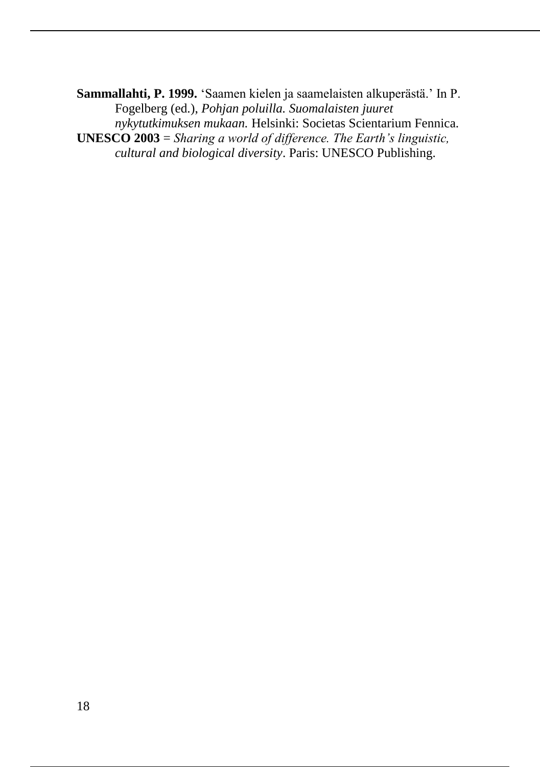**Sammallahti, P. 1999.** 'Saamen kielen ja saamelaisten alkuperästä.' In P. Fogelberg (ed.), *Pohjan poluilla. Suomalaisten juuret nykytutkimuksen mukaan.* Helsinki: Societas Scientarium Fennica.

**UNESCO 2003** = *Sharing a world of difference. The Earth's linguistic, cultural and biological diversity*. Paris: UNESCO Publishing.